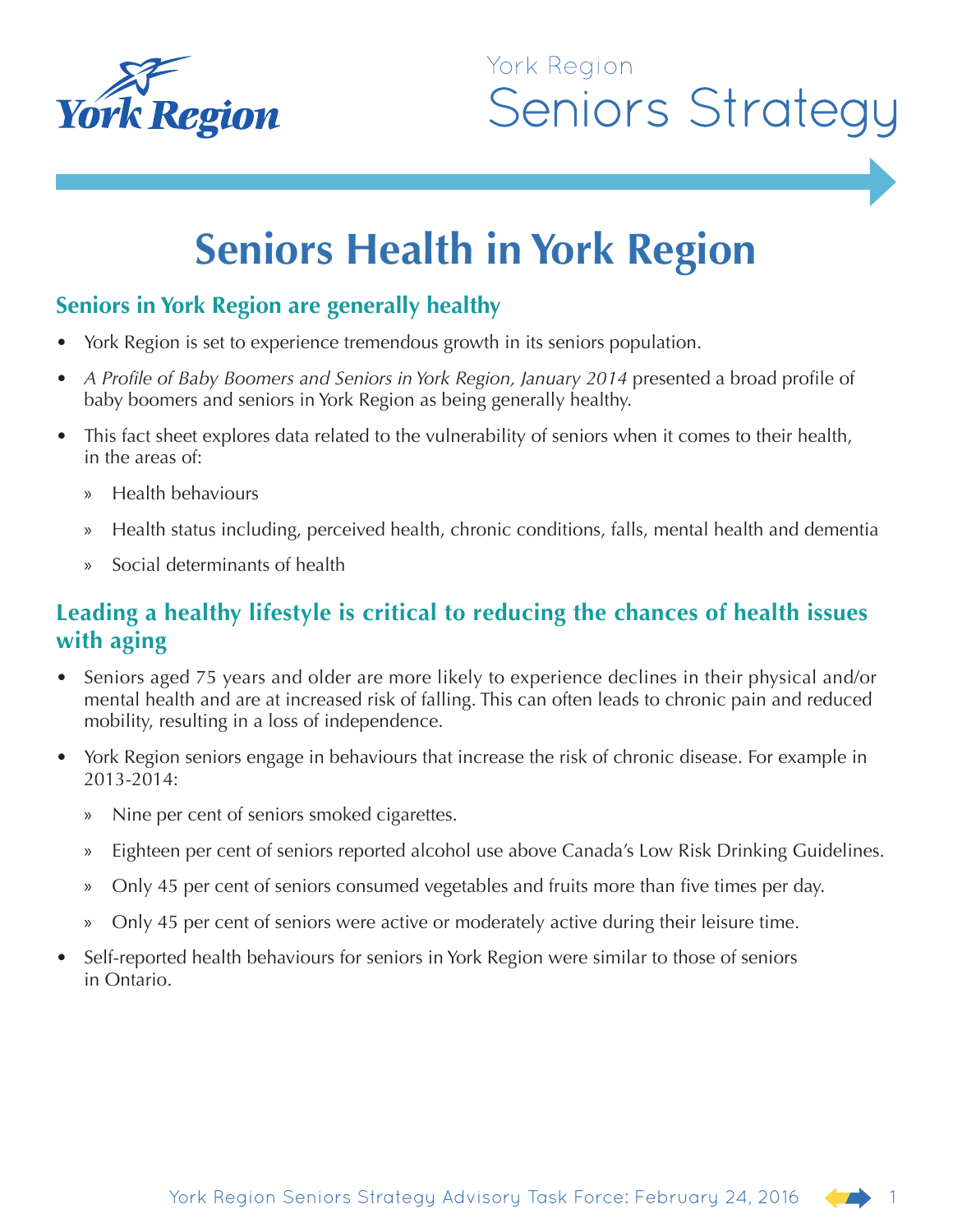York Region

# Seniors Strategy

# Seniors Health in York Region

## Seniors in York Region are generally healthy

- York Region is set to experience tremendous growth in its seniors population.
- *A Profile of Baby Boomers and Seniors in York Region, January 2014* presented a broad profile of baby boomers and seniors in York Region as being generally healthy.
- This fact sheet explores data related to the vulnerability of seniors when it comes to their health, in the areas of:
    - Health behaviours
    - Health status including, perceived health, chronic conditions, falls, mental health and dementia
    - Social determinants of health

## Leading a healthy lifestyle is critical to reducing the chances of health issues with aging

- Seniors aged 75 years and older are more likely to experience declines in their physical and/or mental health and are at increased risk of falling. This can often leads to chronic pain and reduced mobility, resulting in a loss of independence.
- York Region seniors engage in behaviours that increase the risk of chronic disease. For example in 2013-2014:
    - Nine per cent of seniors smoked cigarettes.
    - Eighteen per cent of seniors reported alcohol use above Canada's Low Risk Drinking Guidelines.
    - Only 45 per cent of seniors consumed vegetables and fruits more than five times per day.
    - Only 45 per cent of seniors were active or moderately active during their leisure time.
- Self-reported health behaviours for seniors in York Region were similar to those of seniors in Ontario.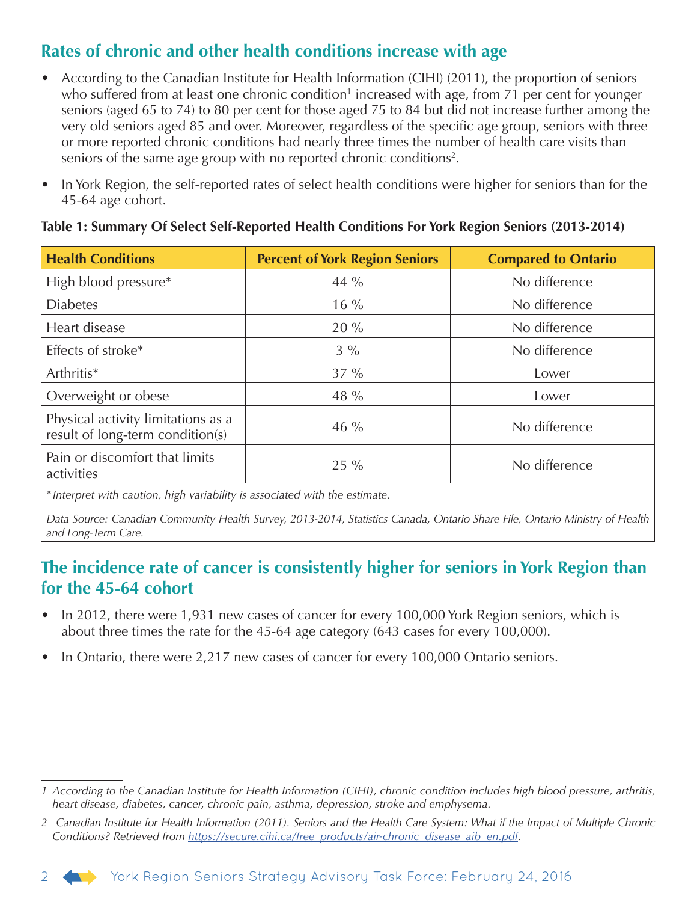## Rates of chronic and other health conditions increase with age

- According to the Canadian Institute for Health Information (CIHI) (2011), the proportion of seniors who suffered from at least one chronic condition[1] increased with age, from 71 per cent for younger seniors (aged 65 to 74) to 80 per cent for those aged 75 to 84 but did not increase further among the very old seniors aged 85 and over. Moreover, regardless of the specific age group, seniors with three or more reported chronic conditions had nearly three times the number of health care visits than seniors of the same age group with no reported chronic conditions[2].
- In York Region, the self-reported rates of select health conditions were higher for seniors than for the 45-64 age cohort.

**Table 1: Summary Of Select Self-Reported Health Conditions For York Region Seniors (2013-2014)**

| Health Conditions | Percent of York Region Seniors | Compared to Ontario |
|---|---|---|
| High blood pressure* | 44 % | No difference |
| Diabetes | 16 % | No difference |
| Heart disease | 20 % | No difference |
| Effects of stroke* | 3 % | No difference |
| Arthritis* | 37 % | Lower |
| Overweight or obese | 48 % | Lower |
| Physical activity limitations as a result of long-term condition(s) | 46 % | No difference |
| Pain or discomfort that limits activities | 25 % | No difference |

*\*Interpret with caution, high variability is associated with the estimate.*

*Data Source: Canadian Community Health Survey, 2013-2014, Statistics Canada, Ontario Share File, Ontario Ministry of Health and Long-Term Care.*

## The incidence rate of cancer is consistently higher for seniors in York Region than for the 45-64 cohort

- In 2012, there were 1,931 new cases of cancer for every 100,000 York Region seniors, which is about three times the rate for the 45-64 age category (643 cases for every 100,000).
- In Ontario, there were 2,217 new cases of cancer for every 100,000 Ontario seniors.

---

*1 According to the Canadian Institute for Health Information (CIHI), chronic condition includes high blood pressure, arthritis, heart disease, diabetes, cancer, chronic pain, asthma, depression, stroke and emphysema.*

*2 Canadian Institute for Health Information (2011). Seniors and the Health Care System: What if the Impact of Multiple Chronic Conditions? Retrieved from https://secure.cihi.ca/free_products/air-chronic_disease_aib_en.pdf.*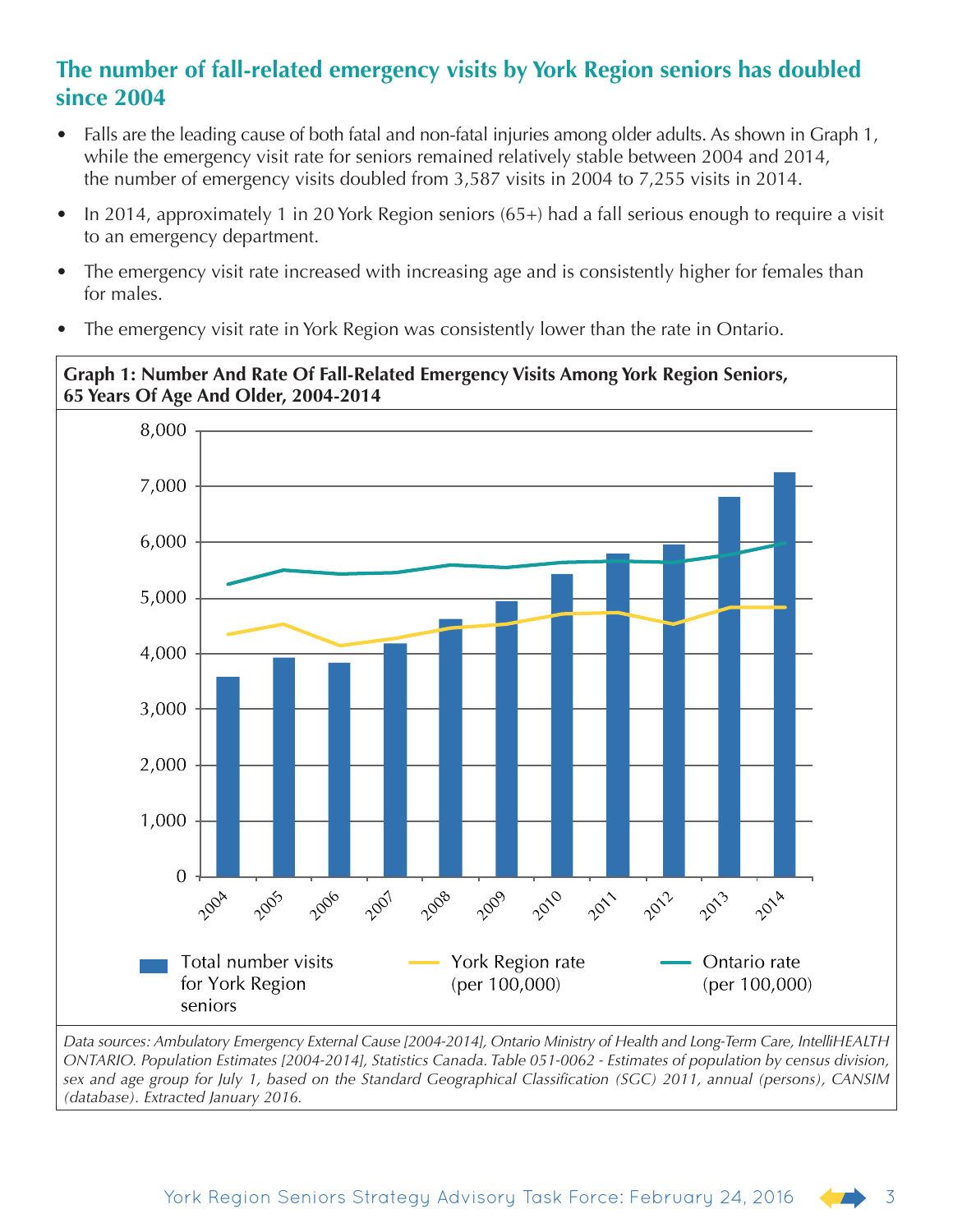## The number of fall-related emergency visits by York Region seniors has doubled since 2004

- Falls are the leading cause of both fatal and non-fatal injuries among older adults. As shown in Graph 1, while the emergency visit rate for seniors remained relatively stable between 2004 and 2014, the number of emergency visits doubled from 3,587 visits in 2004 to 7,255 visits in 2014.
- In 2014, approximately 1 in 20 York Region seniors (65+) had a fall serious enough to require a visit to an emergency department.
- The emergency visit rate increased with increasing age and is consistently higher for females than for males.
- The emergency visit rate in York Region was consistently lower than the rate in Ontario.

**Graph 1: Number And Rate Of Fall-Related Emergency Visits Among York Region Seniors, 65 Years Of Age And Older, 2004-2014**

Legend: Total number visits for York Region seniors; York Region rate (per 100,000); Ontario rate (per 100,000)

*Data sources: Ambulatory Emergency External Cause [2004-2014], Ontario Ministry of Health and Long-Term Care, IntelliHEALTH ONTARIO. Population Estimates [2004-2014], Statistics Canada. Table 051-0062 - Estimates of population by census division, sex and age group for July 1, based on the Standard Geographical Classification (SGC) 2011, annual (persons), CANSIM (database). Extracted January 2016.*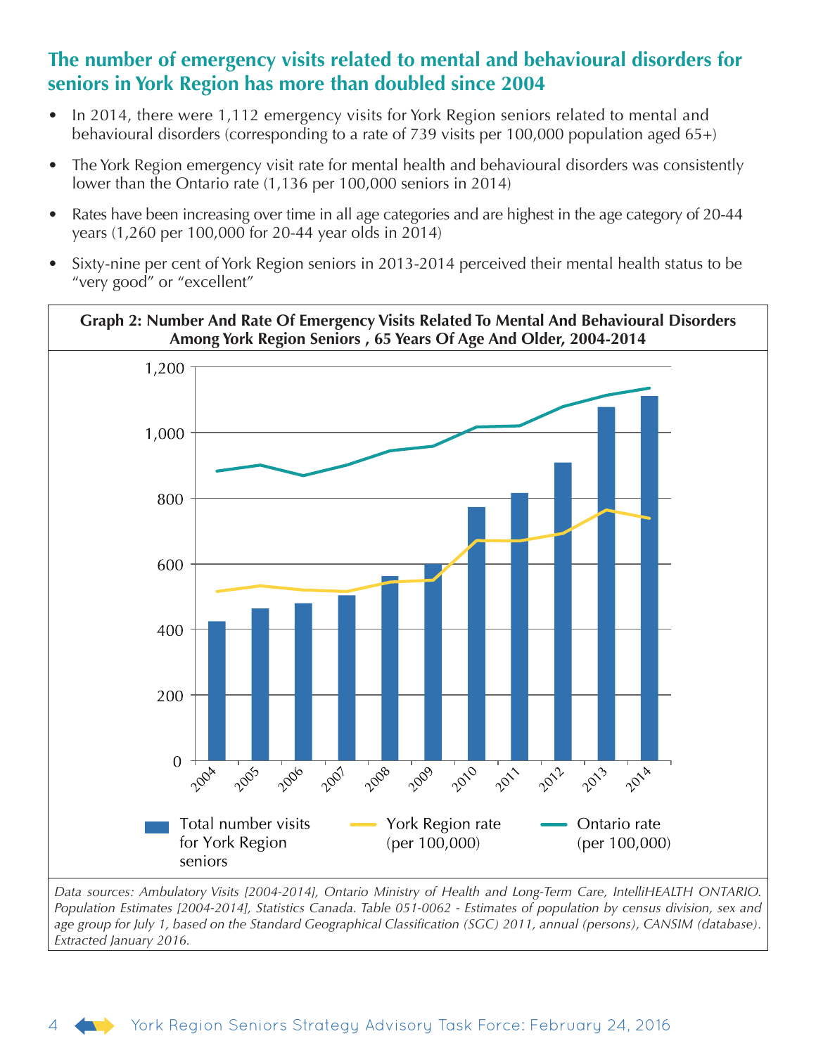## The number of emergency visits related to mental and behavioural disorders for seniors in York Region has more than doubled since 2004

- In 2014, there were 1,112 emergency visits for York Region seniors related to mental and behavioural disorders (corresponding to a rate of 739 visits per 100,000 population aged 65+)
- The York Region emergency visit rate for mental health and behavioural disorders was consistently lower than the Ontario rate (1,136 per 100,000 seniors in 2014)
- Rates have been increasing over time in all age categories and are highest in the age category of 20-44 years (1,260 per 100,000 for 20-44 year olds in 2014)
- Sixty-nine per cent of York Region seniors in 2013-2014 perceived their mental health status to be "very good" or "excellent"

**Graph 2: Number And Rate Of Emergency Visits Related To Mental And Behavioural Disorders Among York Region Seniors , 65 Years Of Age And Older, 2004-2014**

Legend: Total number visits for York Region seniors; York Region rate (per 100,000); Ontario rate (per 100,000)

*Data sources: Ambulatory Visits [2004-2014], Ontario Ministry of Health and Long-Term Care, IntelliHEALTH ONTARIO. Population Estimates [2004-2014], Statistics Canada. Table 051-0062 - Estimates of population by census division, sex and age group for July 1, based on the Standard Geographical Classification (SGC) 2011, annual (persons), CANSIM (database). Extracted January 2016.*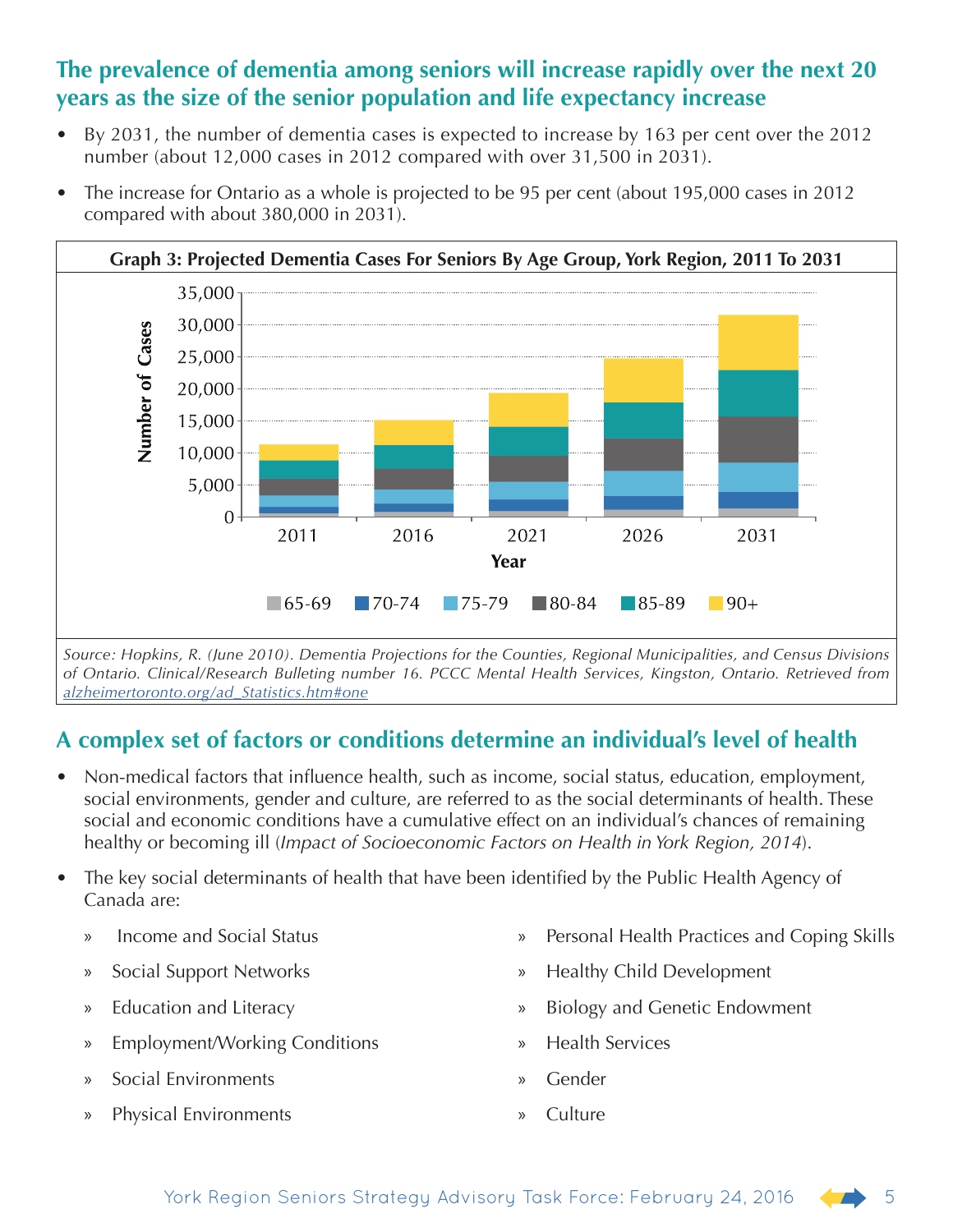## The prevalence of dementia among seniors will increase rapidly over the next 20 years as the size of the senior population and life expectancy increase

- By 2031, the number of dementia cases is expected to increase by 163 per cent over the 2012 number (about 12,000 cases in 2012 compared with over 31,500 in 2031).
- The increase for Ontario as a whole is projected to be 95 per cent (about 195,000 cases in 2012 compared with about 380,000 in 2031).

**Graph 3: Projected Dementia Cases For Seniors By Age Group, York Region, 2011 To 2031**

*Source: Hopkins, R. (June 2010). Dementia Projections for the Counties, Regional Municipalities, and Census Divisions of Ontario. Clinical/Research Bulleting number 16. PCCC Mental Health Services, Kingston, Ontario. Retrieved from alzheimertoronto.org/ad_Statistics.htm#one*

## A complex set of factors or conditions determine an individual's level of health

- Non-medical factors that influence health, such as income, social status, education, employment, social environments, gender and culture, are referred to as the social determinants of health. These social and economic conditions have a cumulative effect on an individual's chances of remaining healthy or becoming ill (*Impact of Socioeconomic Factors on Health in York Region, 2014*).
- The key social determinants of health that have been identified by the Public Health Agency of Canada are:
  - Income and Social Status
  - Social Support Networks
  - Education and Literacy
  - Employment/Working Conditions
  - Social Environments
  - Physical Environments
  - Personal Health Practices and Coping Skills
  - Healthy Child Development
  - Biology and Genetic Endowment
  - Health Services
  - Gender
  - Culture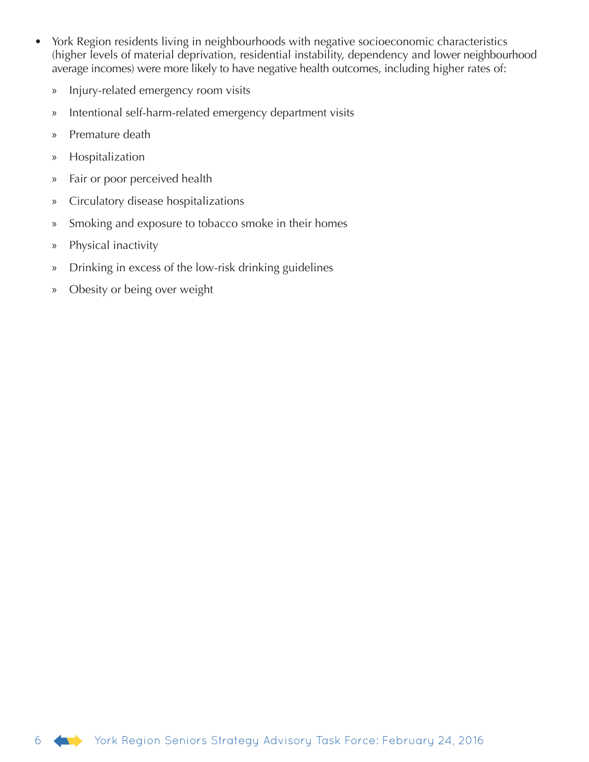- York Region residents living in neighbourhoods with negative socioeconomic characteristics (higher levels of material deprivation, residential instability, dependency and lower neighbourhood average incomes) were more likely to have negative health outcomes, including higher rates of:
    - Injury-related emergency room visits
    - Intentional self-harm-related emergency department visits
    - Premature death
    - Hospitalization
    - Fair or poor perceived health
    - Circulatory disease hospitalizations
    - Smoking and exposure to tobacco smoke in their homes
    - Physical inactivity
    - Drinking in excess of the low-risk drinking guidelines
    - Obesity or being over weight